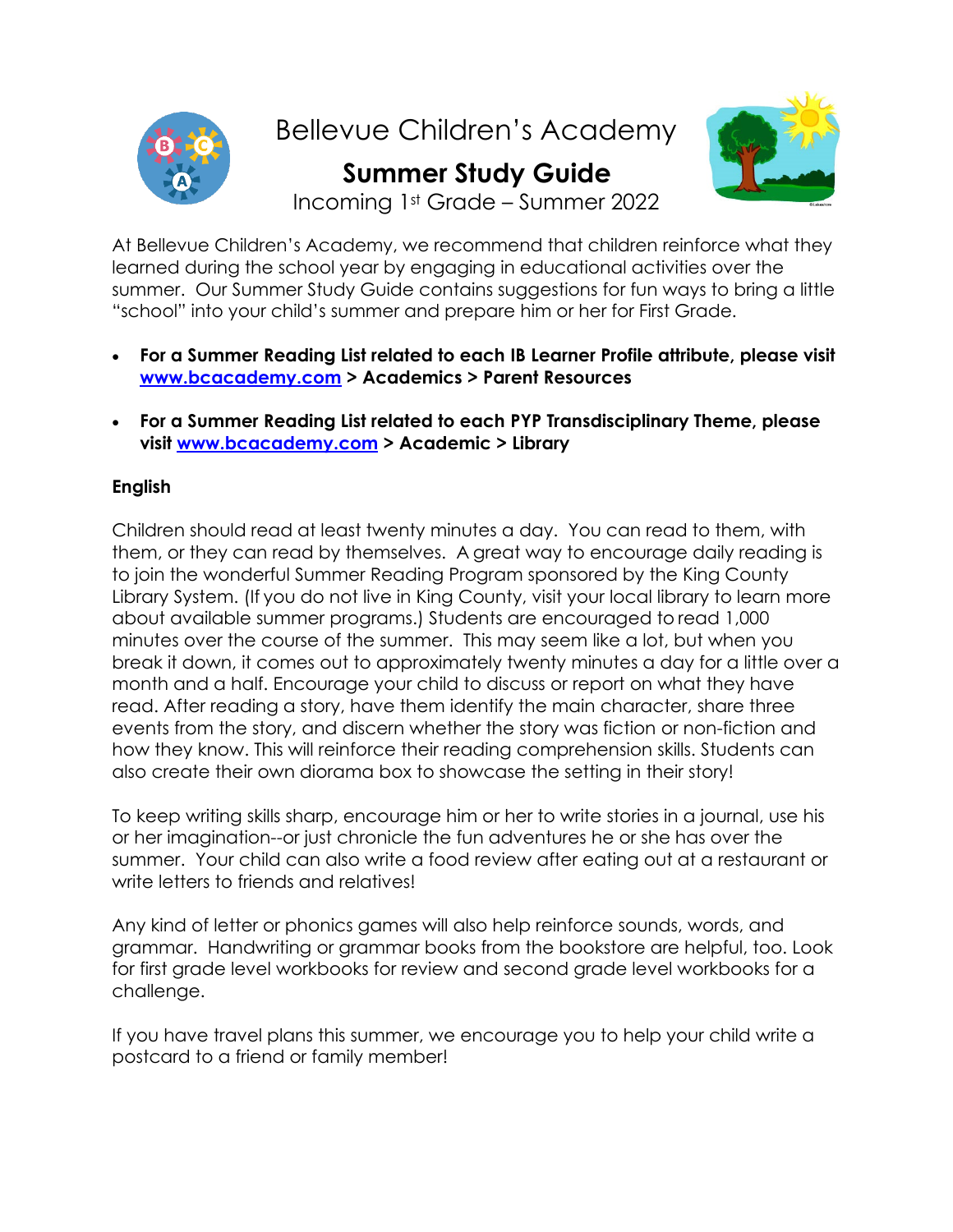# Bellevue Children's Academy

## Summer Study Guide

Incoming 1st Grade – Summer 2022

At Bellevue Children's Academy, we recommend that children reinforce what they learned during the school year by engaging in educational activities over the summer. Our Summer Study Guide contains suggestions for fun ways to bring a little "school" into your child's summer and prepare him or her for First Grade.

- **For a Summer Reading List related to each IB Learner Profile attribute, please visit [www.bcacademy.com](http://www.bcacademy.com) > Academics > Parent Resources**
- **For a Summer Reading List related to each PYP Transdisciplinary Theme, please visit [www.bcacademy.com](http://www.bcacademy.com) > Academic > Library**

**English**

Children should read at least twenty minutes a day. You can read to them, with them, or they can read by themselves. A great way to encourage daily reading is to join the wonderful Summer Reading Program sponsored by the King County Library System. (If you do not live in King County, visit your local library to learn more about available summer programs.) Students are encouraged to read 1,000 minutes over the course of the summer. This may seem like a lot, but when you break it down, it comes out to approximately twenty minutes a day for a little over a month and a half. Encourage your child to discuss or report on what they have read. After reading a story, have them identify the main character, share three events from the story, and discern whether the story was fiction or non-fiction and how they know. This will reinforce their reading comprehension skills. Students can also create their own diorama box to showcase the setting in their story!

To keep writing skills sharp, encourage him or her to write stories in a journal, use his or her imagination--or just chronicle the fun adventures he or she has over the summer. Your child can also write a food review after eating out at a restaurant or write letters to friends and relatives!

Any kind of letter or phonics games will also help reinforce sounds, words, and grammar. Handwriting or grammar books from the bookstore are helpful, too. Look for first grade level workbooks for review and second grade level workbooks for a challenge.

If you have travel plans this summer, we encourage you to help your child write a postcard to a friend or family member!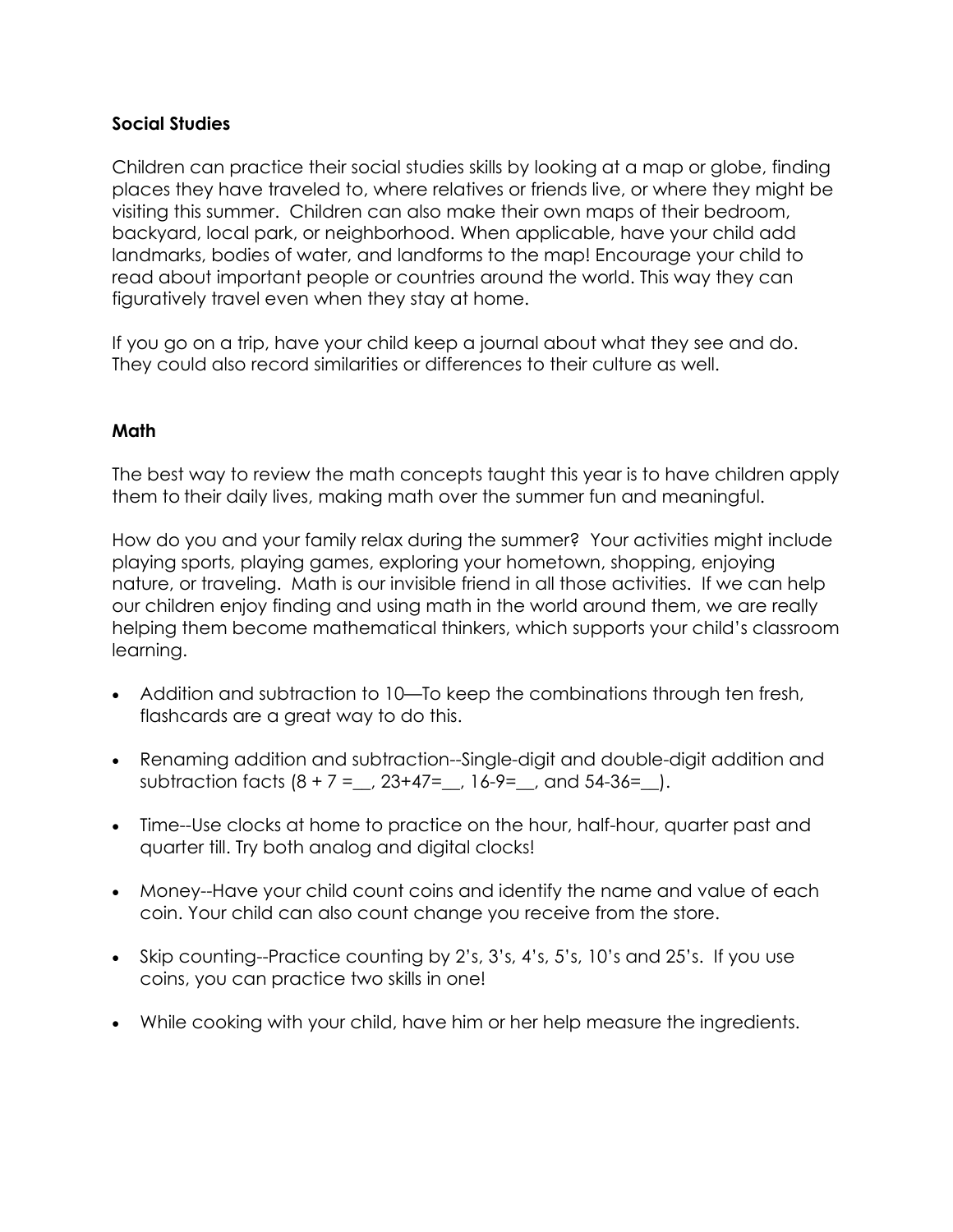**Social Studies**

Children can practice their social studies skills by looking at a map or globe, finding places they have traveled to, where relatives or friends live, or where they might be visiting this summer. Children can also make their own maps of their bedroom, backyard, local park, or neighborhood. When applicable, have your child add landmarks, bodies of water, and landforms to the map! Encourage your child to read about important people or countries around the world. This way they can figuratively travel even when they stay at home.

If you go on a trip, have your child keep a journal about what they see and do. They could also record similarities or differences to their culture as well.

**Math**

The best way to review the math concepts taught this year is to have children apply them to their daily lives, making math over the summer fun and meaningful.

How do you and your family relax during the summer? Your activities might include playing sports, playing games, exploring your hometown, shopping, enjoying nature, or traveling. Math is our invisible friend in all those activities. If we can help our children enjoy finding and using math in the world around them, we are really helping them become mathematical thinkers, which supports your child's classroom learning.

- Addition and subtraction to 10—To keep the combinations through ten fresh, flashcards are a great way to do this.
- Renaming addition and subtraction--Single-digit and double-digit addition and subtraction facts (8 + 7 =__, 23+47=__, 16-9=__, and 54-36=__).
- Time--Use clocks at home to practice on the hour, half-hour, quarter past and quarter till. Try both analog and digital clocks!
- Money--Have your child count coins and identify the name and value of each coin. Your child can also count change you receive from the store.
- Skip counting--Practice counting by 2's, 3's, 4's, 5's, 10's and 25's. If you use coins, you can practice two skills in one!
- While cooking with your child, have him or her help measure the ingredients.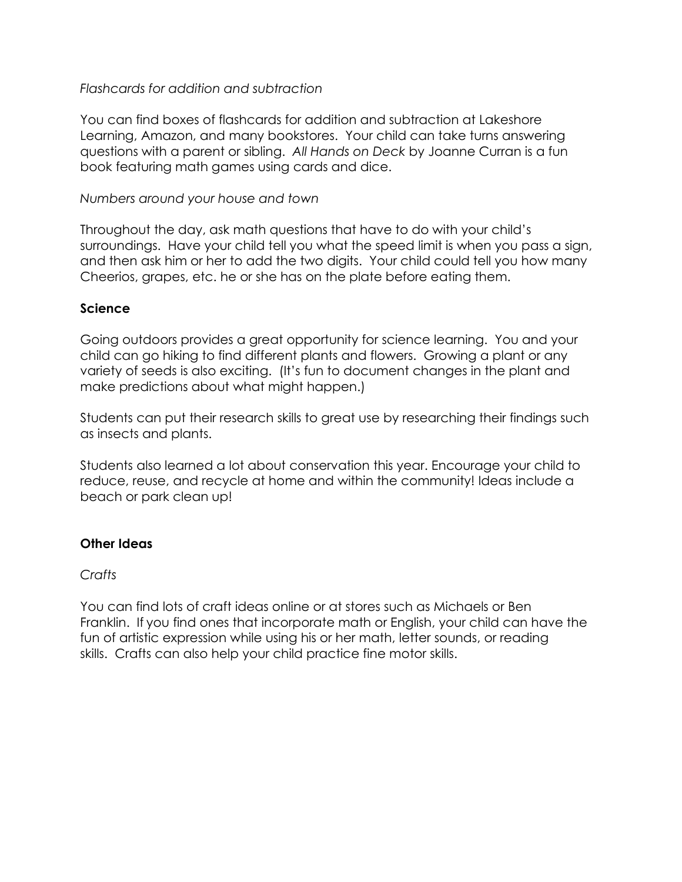*Flashcards for addition and subtraction*

You can find boxes of flashcards for addition and subtraction at Lakeshore Learning, Amazon, and many bookstores. Your child can take turns answering questions with a parent or sibling. *All Hands on Deck* by Joanne Curran is a fun book featuring math games using cards and dice.

*Numbers around your house and town*

Throughout the day, ask math questions that have to do with your child's surroundings. Have your child tell you what the speed limit is when you pass a sign, and then ask him or her to add the two digits. Your child could tell you how many Cheerios, grapes, etc. he or she has on the plate before eating them.

**Science**

Going outdoors provides a great opportunity for science learning. You and your child can go hiking to find different plants and flowers. Growing a plant or any variety of seeds is also exciting. (It's fun to document changes in the plant and make predictions about what might happen.)

Students can put their research skills to great use by researching their findings such as insects and plants.

Students also learned a lot about conservation this year. Encourage your child to reduce, reuse, and recycle at home and within the community! Ideas include a beach or park clean up!

**Other Ideas**

*Crafts*

You can find lots of craft ideas online or at stores such as Michaels or Ben Franklin. If you find ones that incorporate math or English, your child can have the fun of artistic expression while using his or her math, letter sounds, or reading skills. Crafts can also help your child practice fine motor skills.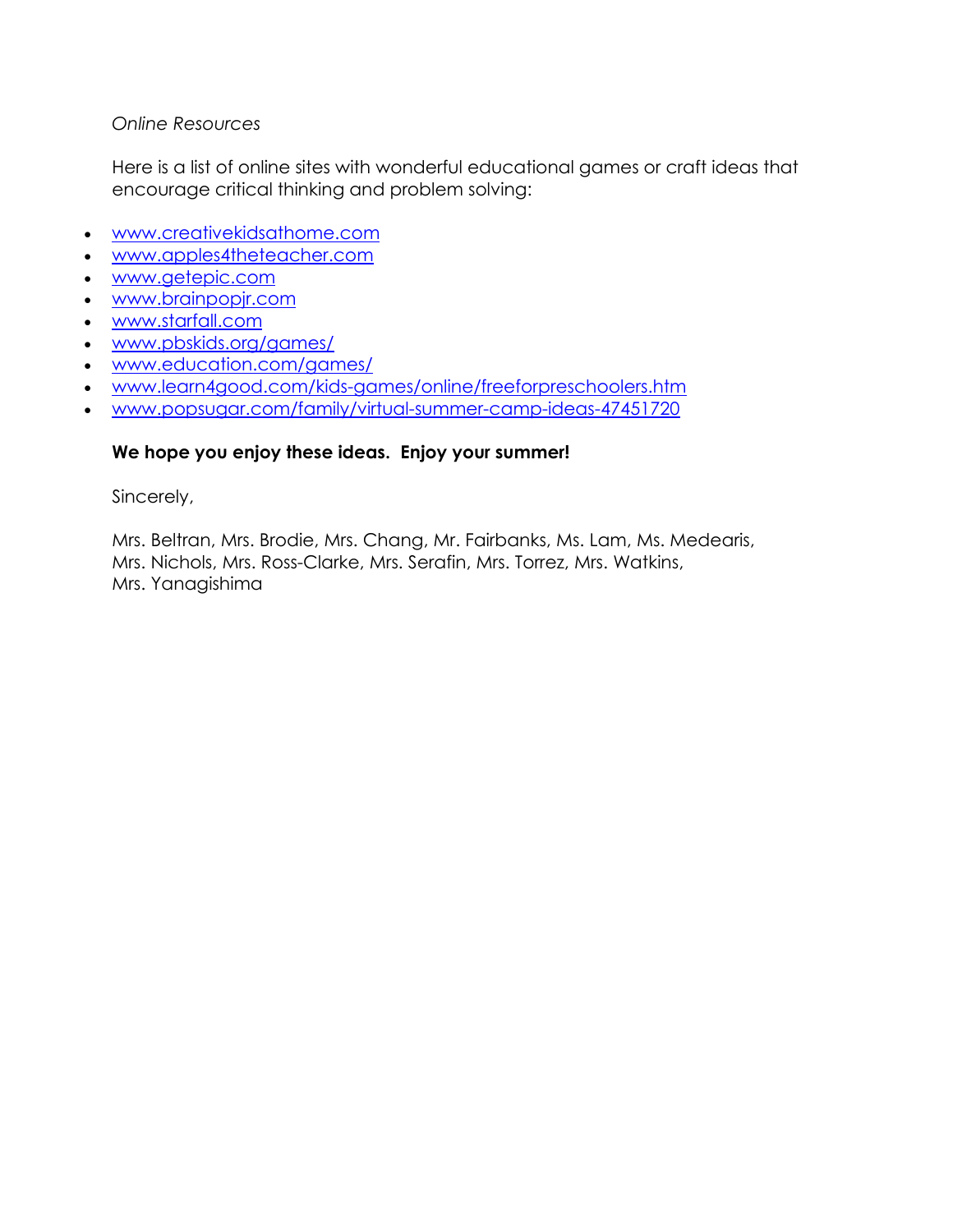*Online Resources*

Here is a list of online sites with wonderful educational games or craft ideas that encourage critical thinking and problem solving:

- www.creativekidsathome.com
- www.apples4theteacher.com
- www.getepic.com
- www.brainpopjr.com
- www.starfall.com
- www.pbskids.org/games/
- www.education.com/games/
- www.learn4good.com/kids-games/online/freeforpreschoolers.htm
- www.popsugar.com/family/virtual-summer-camp-ideas-47451720

**We hope you enjoy these ideas. Enjoy your summer!**

Sincerely,

Mrs. Beltran, Mrs. Brodie, Mrs. Chang, Mr. Fairbanks, Ms. Lam, Ms. Medearis, Mrs. Nichols, Mrs. Ross-Clarke, Mrs. Serafin, Mrs. Torrez, Mrs. Watkins, Mrs. Yanagishima